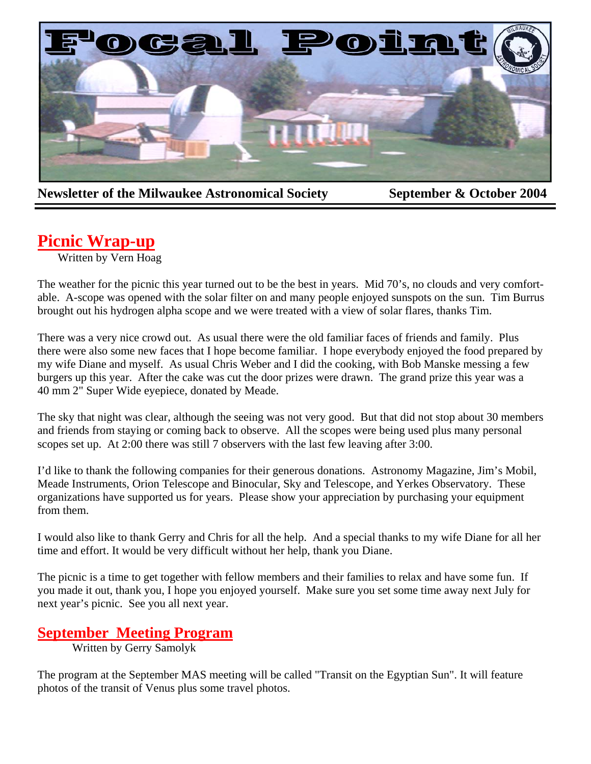# Focal Point

**Newsletter of the Milwaukee Astronomical Society** **September & October 2004**

## Picnic Wrap-up

Written by Vern Hoag

The weather for the picnic this year turned out to be the best in years. Mid 70's, no clouds and very comfortable. A-scope was opened with the solar filter on and many people enjoyed sunspots on the sun. Tim Burrus brought out his hydrogen alpha scope and we were treated with a view of solar flares, thanks Tim.

There was a very nice crowd out. As usual there were the old familiar faces of friends and family. Plus there were also some new faces that I hope become familiar. I hope everybody enjoyed the food prepared by my wife Diane and myself. As usual Chris Weber and I did the cooking, with Bob Manske messing a few burgers up this year. After the cake was cut the door prizes were drawn. The grand prize this year was a 40 mm 2" Super Wide eyepiece, donated by Meade.

The sky that night was clear, although the seeing was not very good. But that did not stop about 30 members and friends from staying or coming back to observe. All the scopes were being used plus many personal scopes set up. At 2:00 there was still 7 observers with the last few leaving after 3:00.

I'd like to thank the following companies for their generous donations. Astronomy Magazine, Jim's Mobil, Meade Instruments, Orion Telescope and Binocular, Sky and Telescope, and Yerkes Observatory. These organizations have supported us for years. Please show your appreciation by purchasing your equipment from them.

I would also like to thank Gerry and Chris for all the help. And a special thanks to my wife Diane for all her time and effort. It would be very difficult without her help, thank you Diane.

The picnic is a time to get together with fellow members and their families to relax and have some fun. If you made it out, thank you, I hope you enjoyed yourself. Make sure you set some time away next July for next year's picnic. See you all next year.

## September Meeting Program

Written by Gerry Samolyk

The program at the September MAS meeting will be called "Transit on the Egyptian Sun". It will feature photos of the transit of Venus plus some travel photos.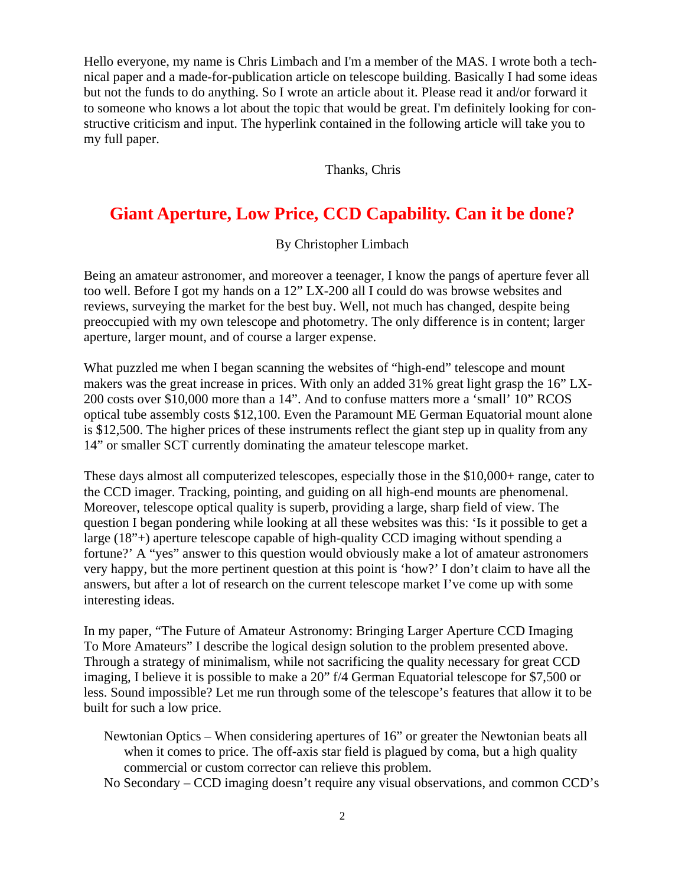Hello everyone, my name is Chris Limbach and I'm a member of the MAS. I wrote both a technical paper and a made-for-publication article on telescope building. Basically I had some ideas but not the funds to do anything. So I wrote an article about it. Please read it and/or forward it to someone who knows a lot about the topic that would be great. I'm definitely looking for constructive criticism and input. The hyperlink contained in the following article will take you to my full paper.

Thanks, Chris

# Giant Aperture, Low Price, CCD Capability. Can it be done?

By Christopher Limbach

Being an amateur astronomer, and moreover a teenager, I know the pangs of aperture fever all too well. Before I got my hands on a 12" LX-200 all I could do was browse websites and reviews, surveying the market for the best buy. Well, not much has changed, despite being preoccupied with my own telescope and photometry. The only difference is in content; larger aperture, larger mount, and of course a larger expense.

What puzzled me when I began scanning the websites of "high-end" telescope and mount makers was the great increase in prices. With only an added 31% great light grasp the 16" LX-200 costs over $10,000 more than a 14". And to confuse matters more a 'small' 10" RCOS optical tube assembly costs $12,100. Even the Paramount ME German Equatorial mount alone is $12,500. The higher prices of these instruments reflect the giant step up in quality from any 14" or smaller SCT currently dominating the amateur telescope market.

These days almost all computerized telescopes, especially those in the $10,000+ range, cater to the CCD imager. Tracking, pointing, and guiding on all high-end mounts are phenomenal. Moreover, telescope optical quality is superb, providing a large, sharp field of view. The question I began pondering while looking at all these websites was this: 'Is it possible to get a large (18"+) aperture telescope capable of high-quality CCD imaging without spending a fortune?' A "yes" answer to this question would obviously make a lot of amateur astronomers very happy, but the more pertinent question at this point is 'how?' I don't claim to have all the answers, but after a lot of research on the current telescope market I've come up with some interesting ideas.

In my paper, "The Future of Amateur Astronomy: Bringing Larger Aperture CCD Imaging To More Amateurs" I describe the logical design solution to the problem presented above. Through a strategy of minimalism, while not sacrificing the quality necessary for great CCD imaging, I believe it is possible to make a 20" f/4 German Equatorial telescope for $7,500 or less. Sound impossible? Let me run through some of the telescope's features that allow it to be built for such a low price.

Newtonian Optics – When considering apertures of 16" or greater the Newtonian beats all when it comes to price. The off-axis star field is plagued by coma, but a high quality commercial or custom corrector can relieve this problem.

No Secondary – CCD imaging doesn't require any visual observations, and common CCD's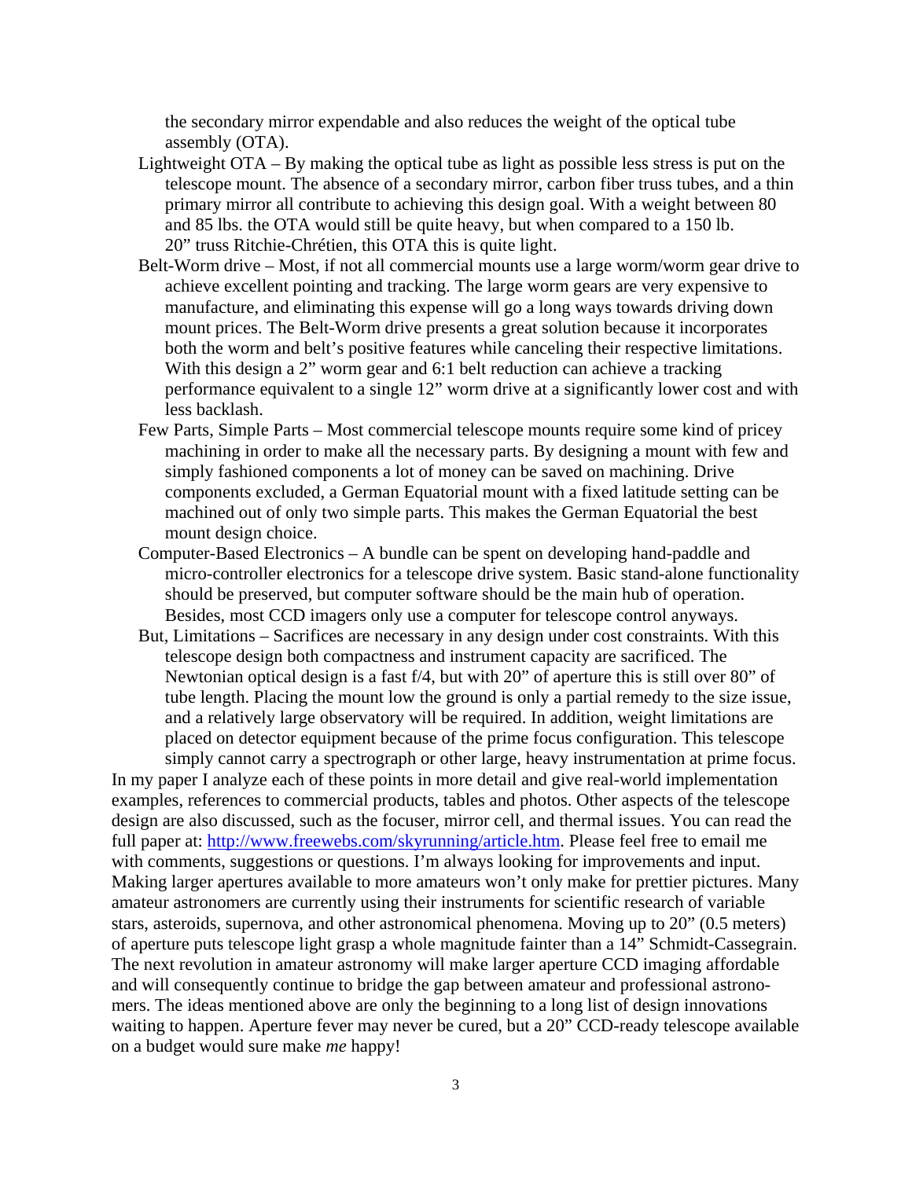the secondary mirror expendable and also reduces the weight of the optical tube assembly (OTA).

- Lightweight OTA – By making the optical tube as light as possible less stress is put on the telescope mount. The absence of a secondary mirror, carbon fiber truss tubes, and a thin primary mirror all contribute to achieving this design goal. With a weight between 80 and 85 lbs. the OTA would still be quite heavy, but when compared to a 150 lb. 20" truss Ritchie-Chrétien, this OTA this is quite light.
- Belt-Worm drive – Most, if not all commercial mounts use a large worm/worm gear drive to achieve excellent pointing and tracking. The large worm gears are very expensive to manufacture, and eliminating this expense will go a long ways towards driving down mount prices. The Belt-Worm drive presents a great solution because it incorporates both the worm and belt's positive features while canceling their respective limitations. With this design a 2" worm gear and 6:1 belt reduction can achieve a tracking performance equivalent to a single 12" worm drive at a significantly lower cost and with less backlash.
- Few Parts, Simple Parts – Most commercial telescope mounts require some kind of pricey machining in order to make all the necessary parts. By designing a mount with few and simply fashioned components a lot of money can be saved on machining. Drive components excluded, a German Equatorial mount with a fixed latitude setting can be machined out of only two simple parts. This makes the German Equatorial the best mount design choice.
- Computer-Based Electronics – A bundle can be spent on developing hand-paddle and micro-controller electronics for a telescope drive system. Basic stand-alone functionality should be preserved, but computer software should be the main hub of operation. Besides, most CCD imagers only use a computer for telescope control anyways.
- But, Limitations – Sacrifices are necessary in any design under cost constraints. With this telescope design both compactness and instrument capacity are sacrificed. The Newtonian optical design is a fast f/4, but with 20" of aperture this is still over 80" of tube length. Placing the mount low the ground is only a partial remedy to the size issue, and a relatively large observatory will be required. In addition, weight limitations are placed on detector equipment because of the prime focus configuration. This telescope simply cannot carry a spectrograph or other large, heavy instrumentation at prime focus.

In my paper I analyze each of these points in more detail and give real-world implementation examples, references to commercial products, tables and photos. Other aspects of the telescope design are also discussed, such as the focuser, mirror cell, and thermal issues. You can read the full paper at: http://www.freewebs.com/skyrunning/article.htm. Please feel free to email me with comments, suggestions or questions. I'm always looking for improvements and input. Making larger apertures available to more amateurs won't only make for prettier pictures. Many amateur astronomers are currently using their instruments for scientific research of variable stars, asteroids, supernova, and other astronomical phenomena. Moving up to 20" (0.5 meters) of aperture puts telescope light grasp a whole magnitude fainter than a 14" Schmidt-Cassegrain. The next revolution in amateur astronomy will make larger aperture CCD imaging affordable and will consequently continue to bridge the gap between amateur and professional astronomers. The ideas mentioned above are only the beginning to a long list of design innovations waiting to happen. Aperture fever may never be cured, but a 20" CCD-ready telescope available on a budget would sure make *me* happy!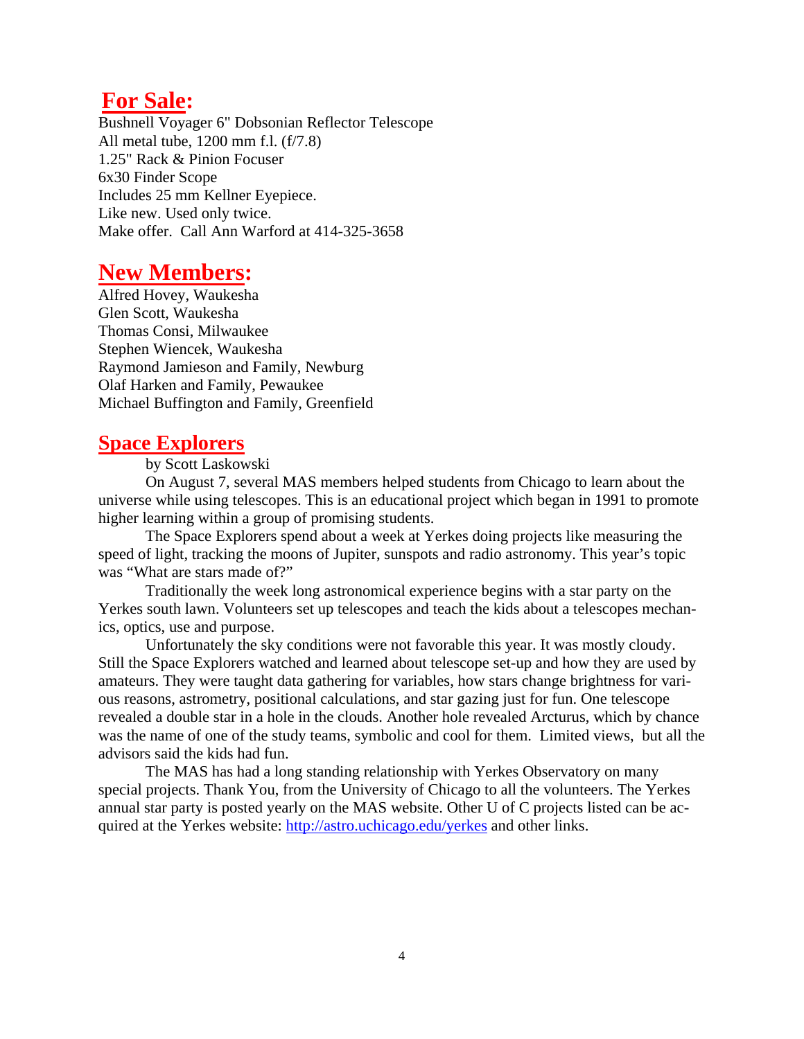## For Sale:

Bushnell Voyager 6" Dobsonian Reflector Telescope
All metal tube, 1200 mm f.l. (f/7.8)
1.25" Rack & Pinion Focuser
6x30 Finder Scope
Includes 25 mm Kellner Eyepiece.
Like new. Used only twice.
Make offer. Call Ann Warford at 414-325-3658

## New Members:

Alfred Hovey, Waukesha
Glen Scott, Waukesha
Thomas Consi, Milwaukee
Stephen Wiencek, Waukesha
Raymond Jamieson and Family, Newburg
Olaf Harken and Family, Pewaukee
Michael Buffington and Family, Greenfield

## Space Explorers

by Scott Laskowski

On August 7, several MAS members helped students from Chicago to learn about the universe while using telescopes. This is an educational project which began in 1991 to promote higher learning within a group of promising students.

The Space Explorers spend about a week at Yerkes doing projects like measuring the speed of light, tracking the moons of Jupiter, sunspots and radio astronomy. This year's topic was "What are stars made of?"

Traditionally the week long astronomical experience begins with a star party on the Yerkes south lawn. Volunteers set up telescopes and teach the kids about a telescopes mechanics, optics, use and purpose.

Unfortunately the sky conditions were not favorable this year. It was mostly cloudy. Still the Space Explorers watched and learned about telescope set-up and how they are used by amateurs. They were taught data gathering for variables, how stars change brightness for various reasons, astrometry, positional calculations, and star gazing just for fun. One telescope revealed a double star in a hole in the clouds. Another hole revealed Arcturus, which by chance was the name of one of the study teams, symbolic and cool for them. Limited views, but all the advisors said the kids had fun.

The MAS has had a long standing relationship with Yerkes Observatory on many special projects. Thank You, from the University of Chicago to all the volunteers. The Yerkes annual star party is posted yearly on the MAS website. Other U of C projects listed can be acquired at the Yerkes website: http://astro.uchicago.edu/yerkes and other links.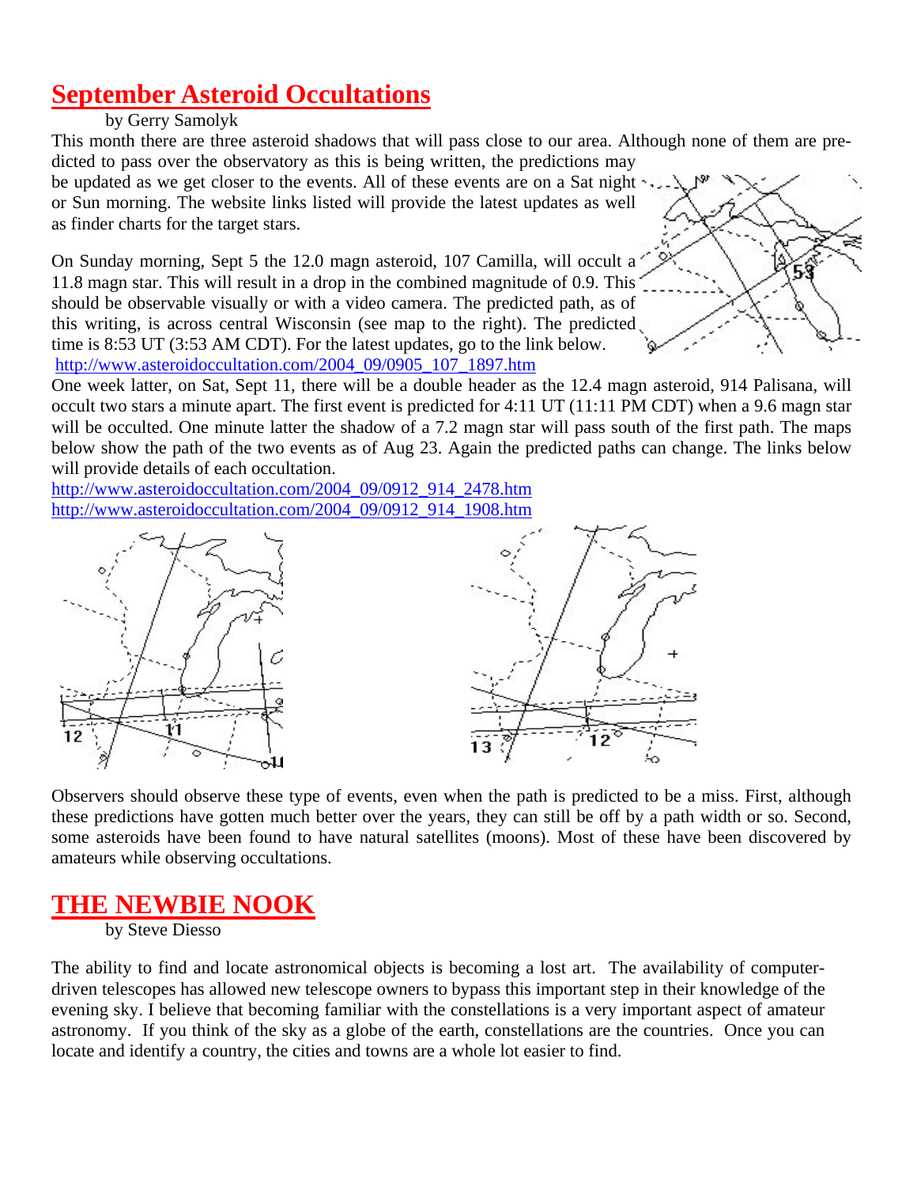# September Asteroid Occultations

by Gerry Samolyk

This month there are three asteroid shadows that will pass close to our area. Although none of them are predicted to pass over the observatory as this is being written, the predictions may be updated as we get closer to the events. All of these events are on a Sat night or Sun morning. The website links listed will provide the latest updates as well as finder charts for the target stars.

On Sunday morning, Sept 5 the 12.0 magn asteroid, 107 Camilla, will occult a 11.8 magn star. This will result in a drop in the combined magnitude of 0.9. This should be observable visually or with a video camera. The predicted path, as of this writing, is across central Wisconsin (see map to the right). The predicted time is 8:53 UT (3:53 AM CDT). For the latest updates, go to the link below.

http://www.asteroidoccultation.com/2004_09/0905_107_1897.htm

One week latter, on Sat, Sept 11, there will be a double header as the 12.4 magn asteroid, 914 Palisana, will occult two stars a minute apart. The first event is predicted for 4:11 UT (11:11 PM CDT) when a 9.6 magn star will be occulted. One minute latter the shadow of a 7.2 magn star will pass south of the first path. The maps below show the path of the two events as of Aug 23. Again the predicted paths can change. The links below will provide details of each occultation.

http://www.asteroidoccultation.com/2004_09/0912_914_2478.htm
http://www.asteroidoccultation.com/2004_09/0912_914_1908.htm

Observers should observe these type of events, even when the path is predicted to be a miss. First, although these predictions have gotten much better over the years, they can still be off by a path width or so. Second, some asteroids have been found to have natural satellites (moons). Most of these have been discovered by amateurs while observing occultations.

# THE NEWBIE NOOK

by Steve Diesso

The ability to find and locate astronomical objects is becoming a lost art. The availability of computer-driven telescopes has allowed new telescope owners to bypass this important step in their knowledge of the evening sky. I believe that becoming familiar with the constellations is a very important aspect of amateur astronomy. If you think of the sky as a globe of the earth, constellations are the countries. Once you can locate and identify a country, the cities and towns are a whole lot easier to find.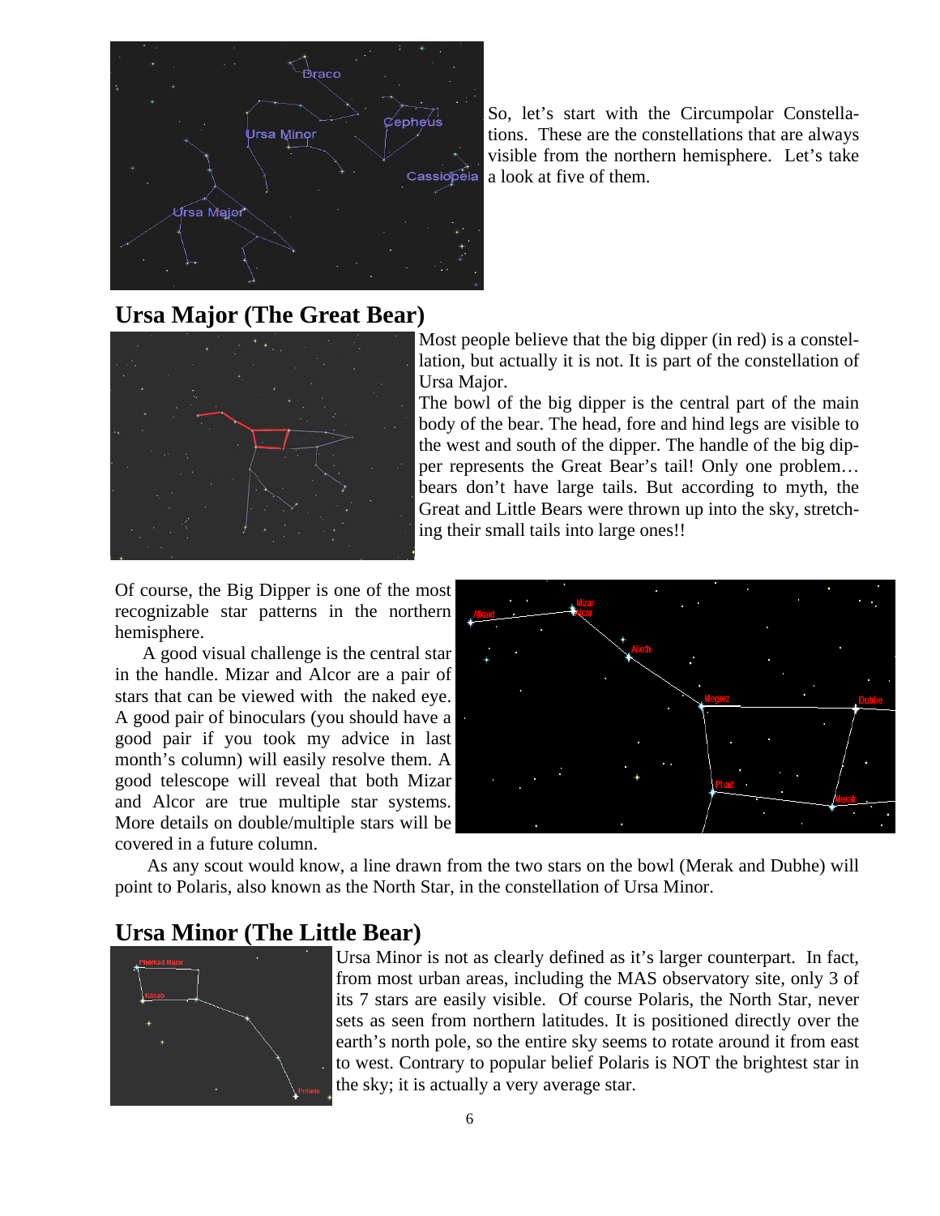So, let's start with the Circumpolar Constellations. These are the constellations that are always visible from the northern hemisphere. Let's take a look at five of them.

## Ursa Major (The Great Bear)

Most people believe that the big dipper (in red) is a constellation, but actually it is not. It is part of the constellation of Ursa Major.

The bowl of the big dipper is the central part of the main body of the bear. The head, fore and hind legs are visible to the west and south of the dipper. The handle of the big dipper represents the Great Bear's tail! Only one problem… bears don't have large tails. But according to myth, the Great and Little Bears were thrown up into the sky, stretching their small tails into large ones!!

Of course, the Big Dipper is one of the most recognizable star patterns in the northern hemisphere.

A good visual challenge is the central star in the handle. Mizar and Alcor are a pair of stars that can be viewed with the naked eye. A good pair of binoculars (you should have a good pair if you took my advice in last month's column) will easily resolve them. A good telescope will reveal that both Mizar and Alcor are true multiple star systems. More details on double/multiple stars will be covered in a future column.

As any scout would know, a line drawn from the two stars on the bowl (Merak and Dubhe) will point to Polaris, also known as the North Star, in the constellation of Ursa Minor.

## Ursa Minor (The Little Bear)

Ursa Minor is not as clearly defined as it's larger counterpart. In fact, from most urban areas, including the MAS observatory site, only 3 of its 7 stars are easily visible. Of course Polaris, the North Star, never sets as seen from northern latitudes. It is positioned directly over the earth's north pole, so the entire sky seems to rotate around it from east to west. Contrary to popular belief Polaris is NOT the brightest star in the sky; it is actually a very average star.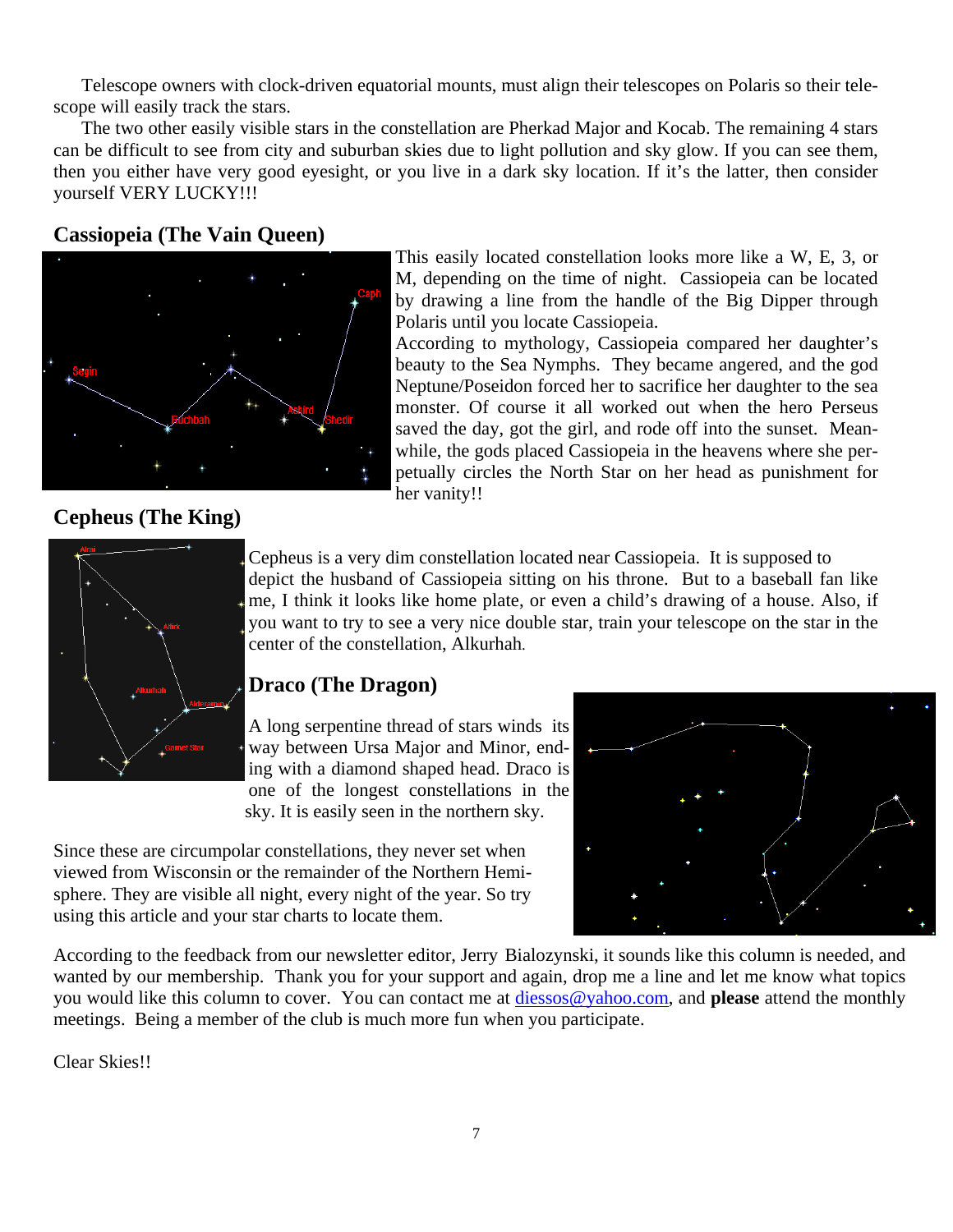Telescope owners with clock-driven equatorial mounts, must align their telescopes on Polaris so their telescope will easily track the stars.

The two other easily visible stars in the constellation are Pherkad Major and Kocab. The remaining 4 stars can be difficult to see from city and suburban skies due to light pollution and sky glow. If you can see them, then you either have very good eyesight, or you live in a dark sky location. If it's the latter, then consider yourself VERY LUCKY!!!

## Cassiopeia (The Vain Queen)

This easily located constellation looks more like a W, E, 3, or M, depending on the time of night. Cassiopeia can be located by drawing a line from the handle of the Big Dipper through Polaris until you locate Cassiopeia.

According to mythology, Cassiopeia compared her daughter's beauty to the Sea Nymphs. They became angered, and the god Neptune/Poseidon forced her to sacrifice her daughter to the sea monster. Of course it all worked out when the hero Perseus saved the day, got the girl, and rode off into the sunset. Meanwhile, the gods placed Cassiopeia in the heavens where she perpetually circles the North Star on her head as punishment for her vanity!!

## Cepheus (The King)

Cepheus is a very dim constellation located near Cassiopeia. It is supposed to depict the husband of Cassiopeia sitting on his throne. But to a baseball fan like me, I think it looks like home plate, or even a child's drawing of a house. Also, if you want to try to see a very nice double star, train your telescope on the star in the center of the constellation, Alkurhah.

## Draco (The Dragon)

A long serpentine thread of stars winds its way between Ursa Major and Minor, ending with a diamond shaped head. Draco is one of the longest constellations in the sky. It is easily seen in the northern sky.

Since these are circumpolar constellations, they never set when viewed from Wisconsin or the remainder of the Northern Hemisphere. They are visible all night, every night of the year. So try using this article and your star charts to locate them.

According to the feedback from our newsletter editor, Jerry Bialozynski, it sounds like this column is needed, and wanted by our membership. Thank you for your support and again, drop me a line and let me know what topics you would like this column to cover. You can contact me at diessos@yahoo.com, and **please** attend the monthly meetings. Being a member of the club is much more fun when you participate.

Clear Skies!!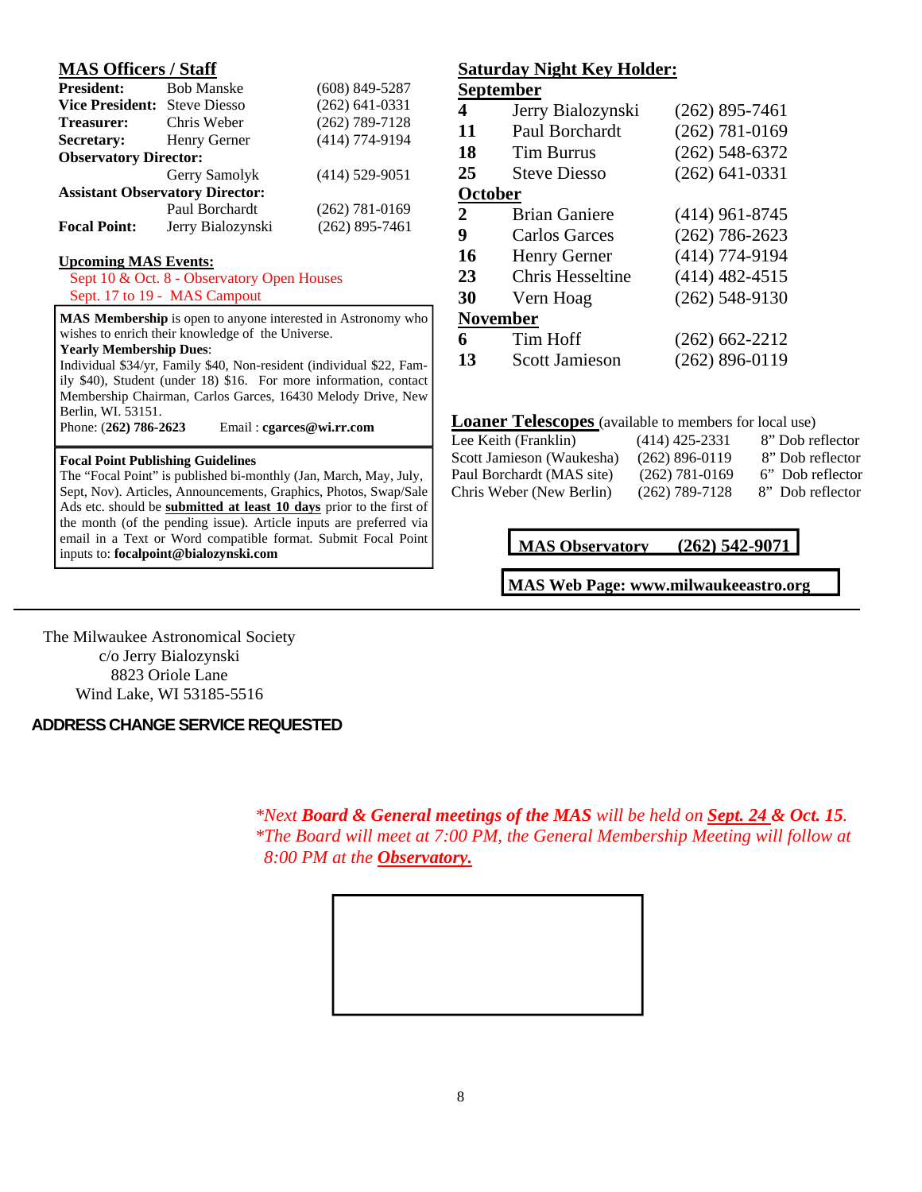## MAS Officers / Staff

| | | |
|---|---|---|
| **President:** | Bob Manske | (608) 849-5287 |
| **Vice President:** | Steve Diesso | (262) 641-0331 |
| **Treasurer:** | Chris Weber | (262) 789-7128 |
| **Secretary:** | Henry Gerner | (414) 774-9194 |
| **Observatory Director:** | Gerry Samolyk | (414) 529-9051 |
| **Assistant Observatory Director:** | Paul Borchardt | (262) 781-0169 |
| **Focal Point:** | Jerry Bialozynski | (262) 895-7461 |

**Upcoming MAS Events:**

Sept 10 & Oct. 8 - Observatory Open Houses
Sept. 17 to 19 - MAS Campout

**MAS Membership** is open to anyone interested in Astronomy who wishes to enrich their knowledge of the Universe.
**Yearly Membership Dues**:
Individual $34/yr, Family $40, Non-resident (individual $22, Family $40), Student (under 18) $16. For more information, contact Membership Chairman, Carlos Garces, 16430 Melody Drive, New Berlin, WI. 53151.
Phone: **(262) 786-2623** Email : **cgarces@wi.rr.com**

**Focal Point Publishing Guidelines**
The "Focal Point" is published bi-monthly (Jan, March, May, July, Sept, Nov). Articles, Announcements, Graphics, Photos, Swap/Sale Ads etc. should be **submitted at least 10 days** prior to the first of the month (of the pending issue). Article inputs are preferred via email in a Text or Word compatible format. Submit Focal Point inputs to: **focalpoint@bialozynski.com**

## Saturday Night Key Holder:

| | | |
|---|---|---|
| **September** | | |
| **4** | Jerry Bialozynski | (262) 895-7461 |
| **11** | Paul Borchardt | (262) 781-0169 |
| **18** | Tim Burrus | (262) 548-6372 |
| **25** | Steve Diesso | (262) 641-0331 |
| **October** | | |
| **2** | Brian Ganiere | (414) 961-8745 |
| **9** | Carlos Garces | (262) 786-2623 |
| **16** | Henry Gerner | (414) 774-9194 |
| **23** | Chris Hesseltine | (414) 482-4515 |
| **30** | Vern Hoag | (262) 548-9130 |
| **November** | | |
| **6** | Tim Hoff | (262) 662-2212 |
| **13** | Scott Jamieson | (262) 896-0119 |

**Loaner Telescopes** (available to members for local use)

| | | |
|---|---|---|
| Lee Keith (Franklin) | (414) 425-2331 | 8" Dob reflector |
| Scott Jamieson (Waukesha) | (262) 896-0119 | 8" Dob reflector |
| Paul Borchardt (MAS site) | (262) 781-0169 | 6" Dob reflector |
| Chris Weber (New Berlin) | (262) 789-7128 | 8" Dob reflector |

**MAS Observatory (262) 542-9071**

**MAS Web Page: www.milwaukeeastro.org**

The Milwaukee Astronomical Society
c/o Jerry Bialozynski
8823 Oriole Lane
Wind Lake, WI 53185-5516

**ADDRESS CHANGE SERVICE REQUESTED**

*\*Next **Board & General meetings of the MAS** will be held on **Sept. 24 & Oct. 15**.*
*\*The Board will meet at 7:00 PM, the General Membership Meeting will follow at 8:00 PM at the **Observatory.***